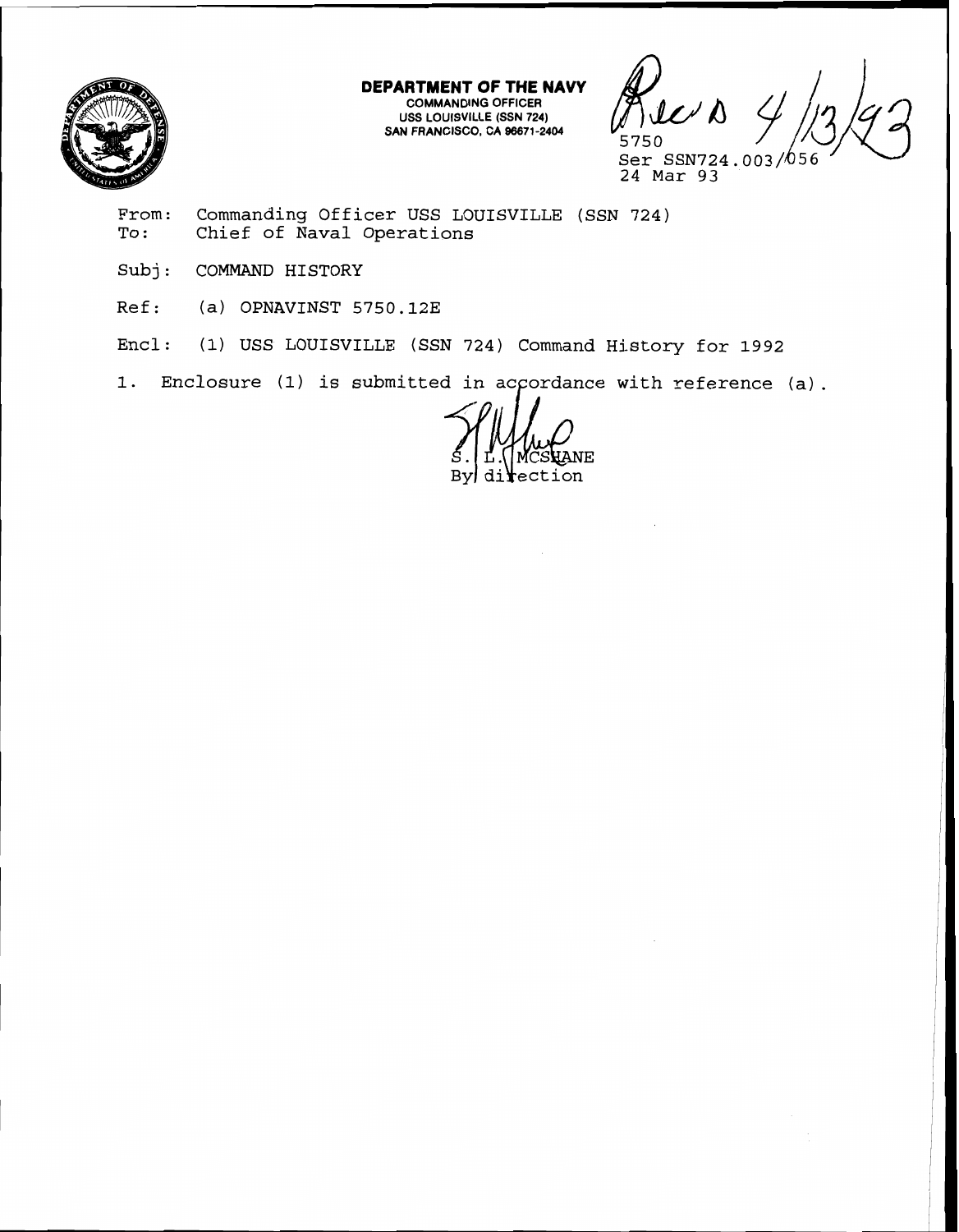**DEPARTMENT OF THE NAVY**
COMMANDING OFFICER
USS LOUISVILLE (SSN 724)
SAN FRANCISCO, CA 96671-2404

Rec'd 4/13/93

5750
Ser SSN724.003/056
24 Mar 93

From: Commanding Officer USS LOUISVILLE (SSN 724)
To: Chief of Naval Operations

Subj: COMMAND HISTORY

Ref: (a) OPNAVINST 5750.12E

Encl: (1) USS LOUISVILLE (SSN 724) Command History for 1992

1. Enclosure (1) is submitted in accordance with reference (a).

S. L. MCSHANE
By direction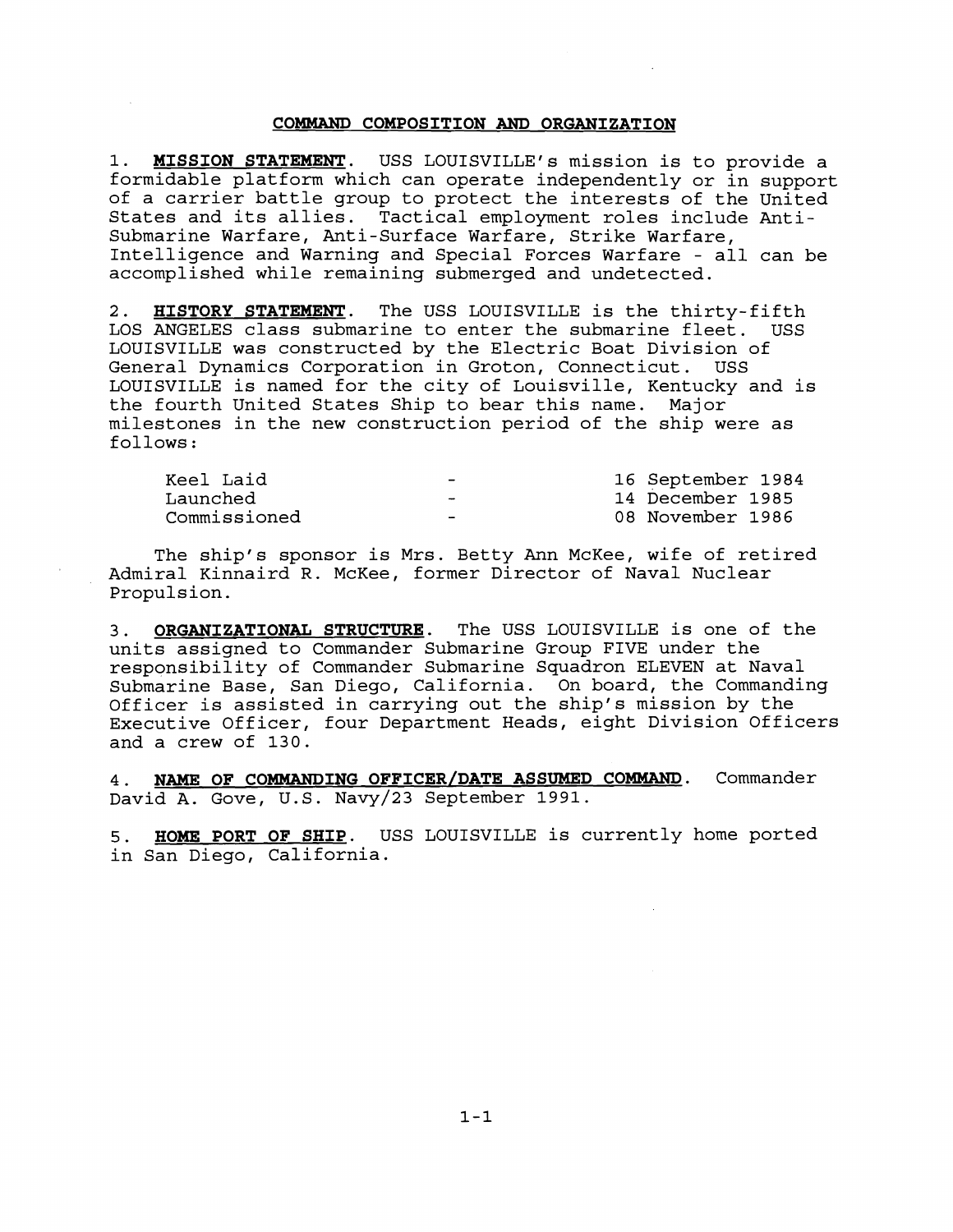## COMMAND COMPOSITION AND ORGANIZATION

1. **MISSION STATEMENT**. USS LOUISVILLE's mission is to provide a formidable platform which can operate independently or in support of a carrier battle group to protect the interests of the United States and its allies. Tactical employment roles include Anti-Submarine Warfare, Anti-Surface Warfare, Strike Warfare, Intelligence and Warning and Special Forces Warfare - all can be accomplished while remaining submerged and undetected.

2. **HISTORY STATEMENT**. The USS LOUISVILLE is the thirty-fifth LOS ANGELES class submarine to enter the submarine fleet. USS LOUISVILLE was constructed by the Electric Boat Division of General Dynamics Corporation in Groton, Connecticut. USS LOUISVILLE is named for the city of Louisville, Kentucky and is the fourth United States Ship to bear this name. Major milestones in the new construction period of the ship were as follows:

| | | |
|---|---|---|
| Keel Laid | - | 16 September 1984 |
| Launched | - | 14 December 1985 |
| Commissioned | - | 08 November 1986 |

The ship's sponsor is Mrs. Betty Ann McKee, wife of retired Admiral Kinnaird R. McKee, former Director of Naval Nuclear Propulsion.

3. **ORGANIZATIONAL STRUCTURE**. The USS LOUISVILLE is one of the units assigned to Commander Submarine Group FIVE under the responsibility of Commander Submarine Squadron ELEVEN at Naval Submarine Base, San Diego, California. On board, the Commanding Officer is assisted in carrying out the ship's mission by the Executive Officer, four Department Heads, eight Division Officers and a crew of 130.

4. **NAME OF COMMANDING OFFICER/DATE ASSUMED COMMAND**. Commander David A. Gove, U.S. Navy/23 September 1991.

5. **HOME PORT OF SHIP**. USS LOUISVILLE is currently home ported in San Diego, California.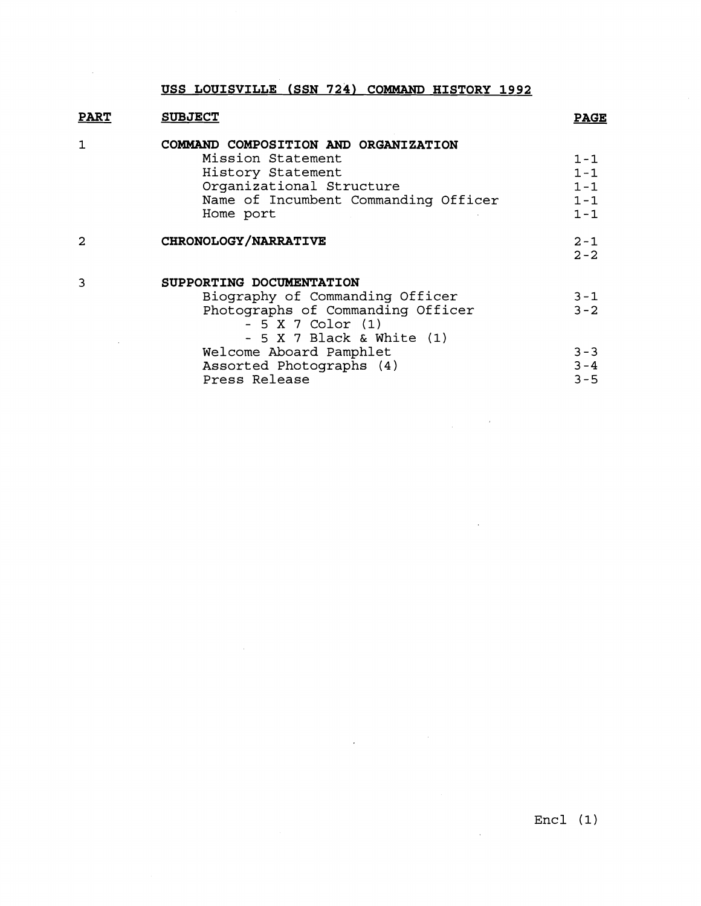# USS LOUISVILLE (SSN 724) COMMAND HISTORY 1992

| PART | SUBJECT | PAGE |
|---|---|---|
| 1 | **COMMAND COMPOSITION AND ORGANIZATION** | |
| | Mission Statement | 1-1 |
| | History Statement | 1-1 |
| | Organizational Structure | 1-1 |
| | Name of Incumbent Commanding Officer | 1-1 |
| | Home port | 1-1 |
| 2 | **CHRONOLOGY/NARRATIVE** | 2-1 |
| | | 2-2 |
| 3 | **SUPPORTING DOCUMENTATION** | |
| | Biography of Commanding Officer | 3-1 |
| | Photographs of Commanding Officer | 3-2 |
| | - 5 X 7 Color (1) | |
| | - 5 X 7 Black & White (1) | |
| | Welcome Aboard Pamphlet | 3-3 |
| | Assorted Photographs (4) | 3-4 |
| | Press Release | 3-5 |

Encl (1)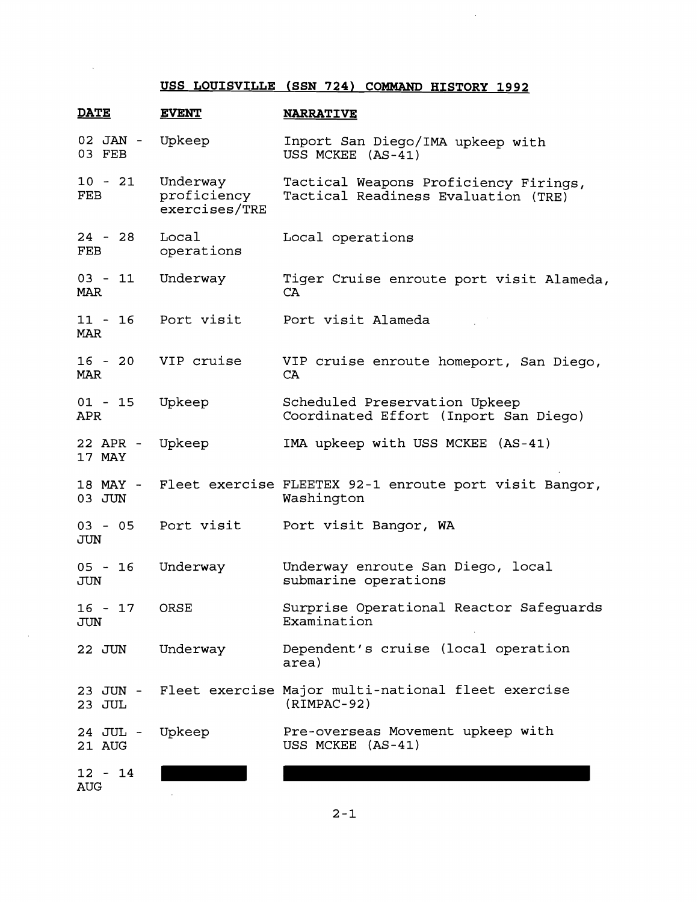**USS LOUISVILLE (SSN 724) COMMAND HISTORY 1992**

| DATE | EVENT | NARRATIVE |
|---|---|---|
| 02 JAN - 03 FEB | Upkeep | Inport San Diego/IMA upkeep with USS MCKEE (AS-41) |
| 10 - 21 FEB | Underway proficiency exercises/TRE | Tactical Weapons Proficiency Firings, Tactical Readiness Evaluation (TRE) |
| 24 - 28 FEB | Local operations | Local operations |
| 03 - 11 MAR | Underway | Tiger Cruise enroute port visit Alameda, CA |
| 11 - 16 MAR | Port visit | Port visit Alameda |
| 16 - 20 MAR | VIP cruise | VIP cruise enroute homeport, San Diego, CA |
| 01 - 15 APR | Upkeep | Scheduled Preservation Upkeep Coordinated Effort (Inport San Diego) |
| 22 APR - 17 MAY | Upkeep | IMA upkeep with USS MCKEE (AS-41) |
| 18 MAY - 03 JUN | Fleet exercise | FLEETEX 92-1 enroute port visit Bangor, Washington |
| 03 - 05 JUN | Port visit | Port visit Bangor, WA |
| 05 - 16 JUN | Underway | Underway enroute San Diego, local submarine operations |
| 16 - 17 JUN | ORSE | Surprise Operational Reactor Safeguards Examination |
| 22 JUN | Underway | Dependent's cruise (local operation area) |
| 23 JUN - 23 JUL | Fleet exercise | Major multi-national fleet exercise (RIMPAC-92) |
| 24 JUL - 21 AUG | Upkeep | Pre-overseas Movement upkeep with USS MCKEE (AS-41) |
| 12 - 14 AUG | [REDACTED] | [REDACTED] |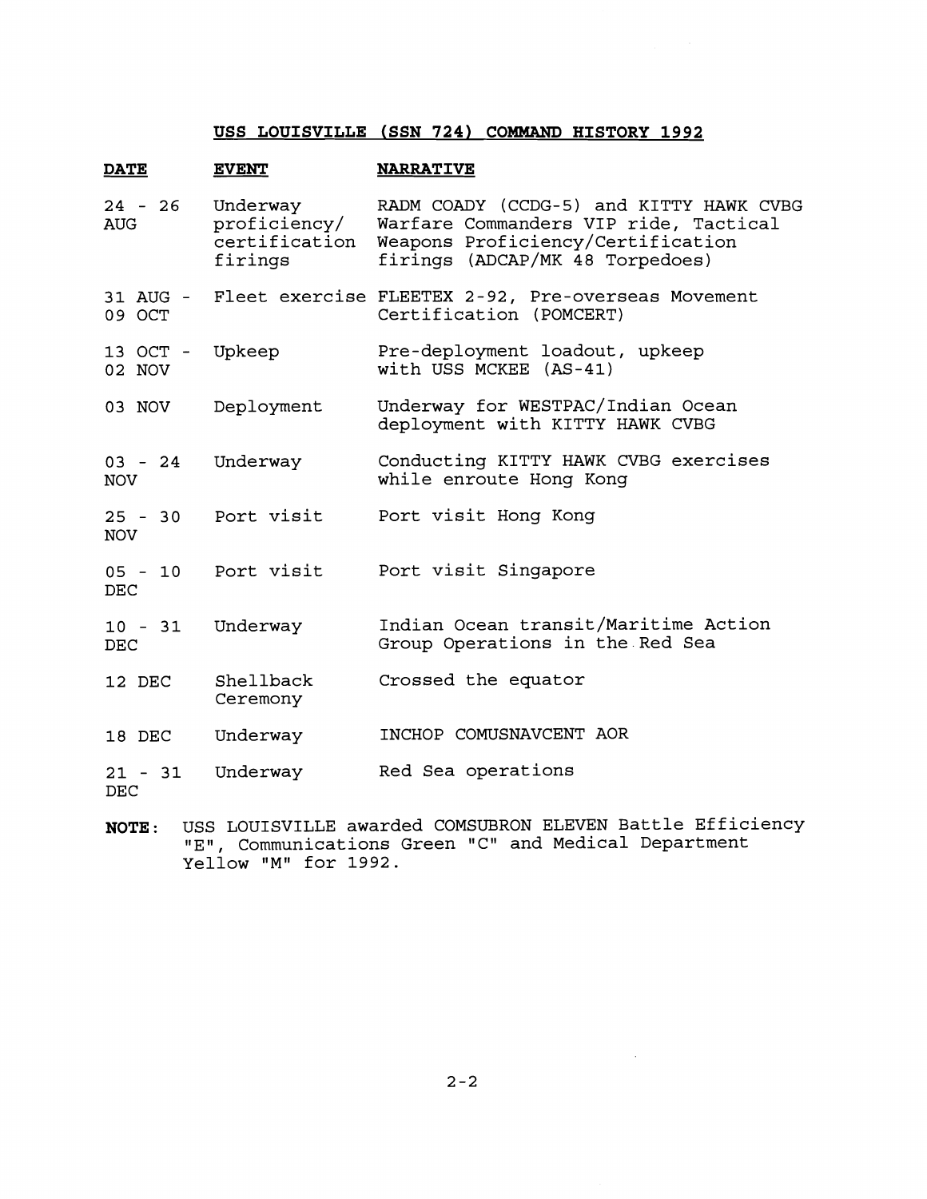**USS LOUISVILLE (SSN 724) COMMAND HISTORY 1992**

| DATE | EVENT | NARRATIVE |
| --- | --- | --- |
| 24 - 26 AUG | Underway proficiency/ certification firings | RADM COADY (CCDG-5) and KITTY HAWK CVBG Warfare Commanders VIP ride, Tactical Weapons Proficiency/Certification firings (ADCAP/MK 48 Torpedoes) |
| 31 AUG - 09 OCT | Fleet exercise | FLEETEX 2-92, Pre-overseas Movement Certification (POMCERT) |
| 13 OCT - 02 NOV | Upkeep | Pre-deployment loadout, upkeep with USS MCKEE (AS-41) |
| 03 NOV | Deployment | Underway for WESTPAC/Indian Ocean deployment with KITTY HAWK CVBG |
| 03 - 24 NOV | Underway | Conducting KITTY HAWK CVBG exercises while enroute Hong Kong |
| 25 - 30 NOV | Port visit | Port visit Hong Kong |
| 05 - 10 DEC | Port visit | Port visit Singapore |
| 10 - 31 DEC | Underway | Indian Ocean transit/Maritime Action Group Operations in the Red Sea |
| 12 DEC | Shellback Ceremony | Crossed the equator |
| 18 DEC | Underway | INCHOP COMUSNAVCENT AOR |
| 21 - 31 DEC | Underway | Red Sea operations |

**NOTE**: USS LOUISVILLE awarded COMSUBRON ELEVEN Battle Efficiency "E", Communications Green "C" and Medical Department Yellow "M" for 1992.